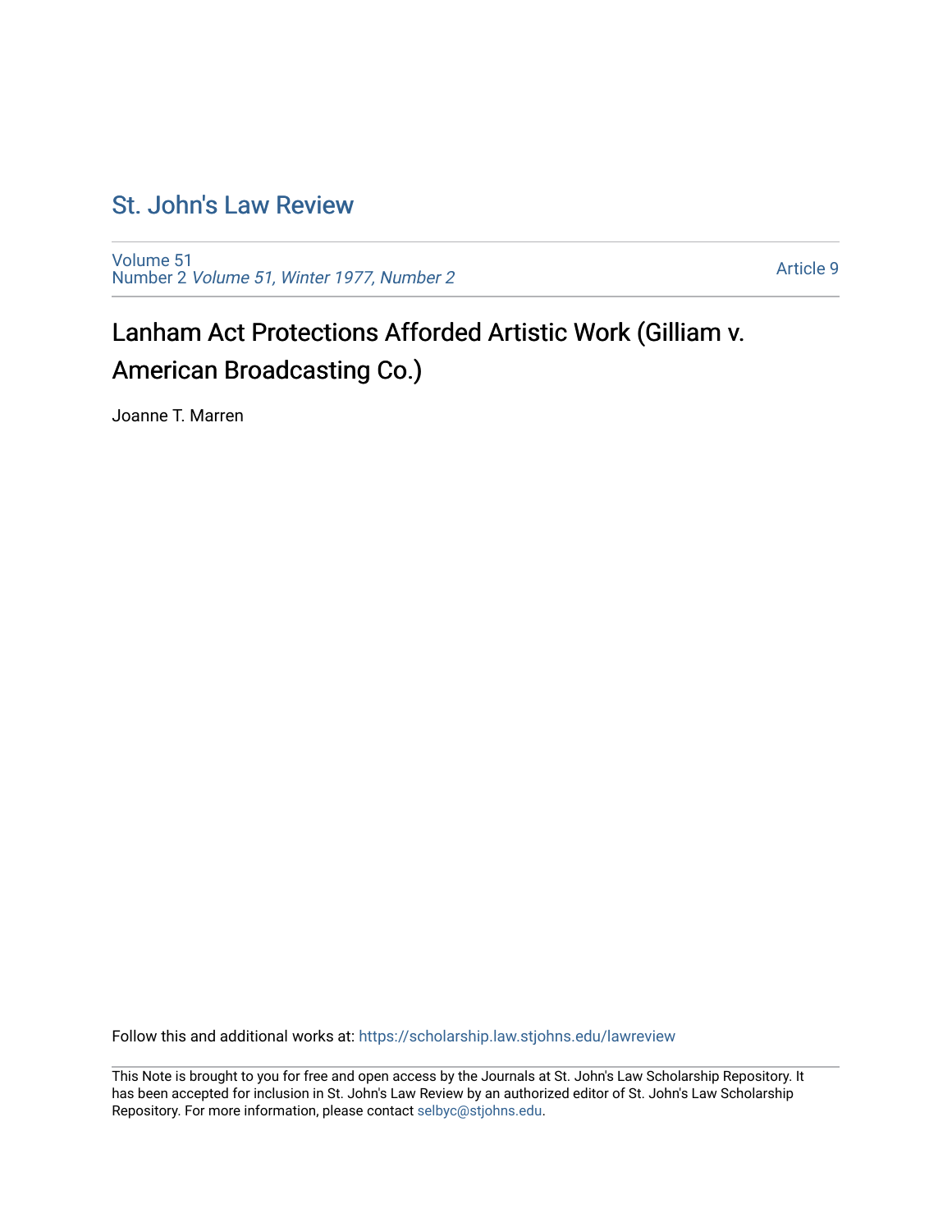# St. John's Law Review

Volume 51
Number 2 *Volume 51, Winter 1977, Number 2*

Article 9

## Lanham Act Protections Afforded Artistic Work (Gilliam v. American Broadcasting Co.)

Joanne T. Marren

Follow this and additional works at: https://scholarship.law.stjohns.edu/lawreview

This Note is brought to you for free and open access by the Journals at St. John's Law Scholarship Repository. It has been accepted for inclusion in St. John's Law Review by an authorized editor of St. John's Law Scholarship Repository. For more information, please contact selbyc@stjohns.edu.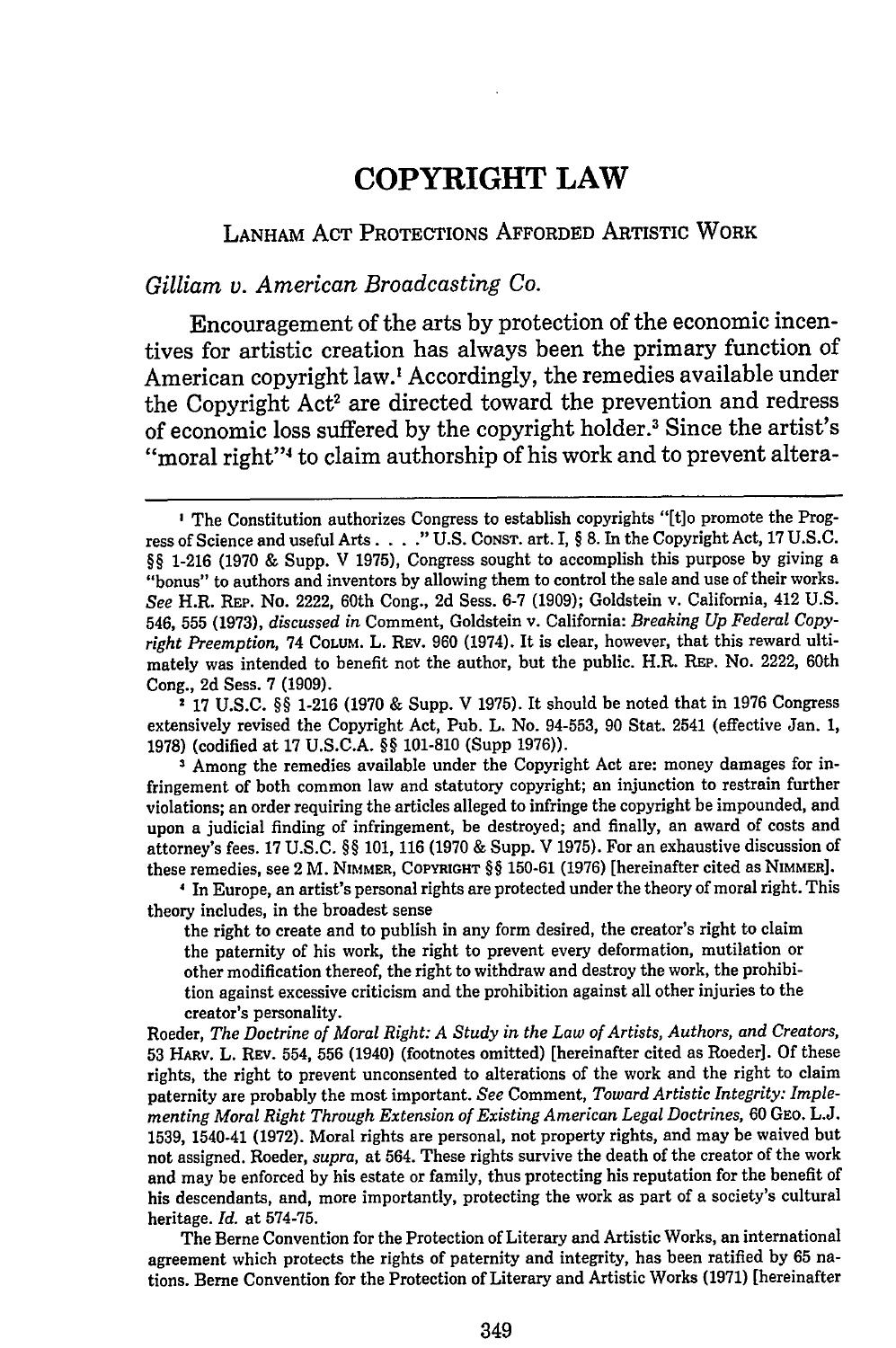# COPYRIGHT LAW

## LANHAM ACT PROTECTIONS AFFORDED ARTISTIC WORK

*Gilliam v. American Broadcasting Co.*

Encouragement of the arts by protection of the economic incentives for artistic creation has always been the primary function of American copyright law.[1] Accordingly, the remedies available under the Copyright Act[2] are directed toward the prevention and redress of economic loss suffered by the copyright holder.[3] Since the artist's "moral right"[4] to claim authorship of his work and to prevent altera-

---

[1] The Constitution authorizes Congress to establish copyrights "[t]o promote the Progress of Science and useful Arts. . . ." U.S. CONST. art. I, § 8. In the Copyright Act, 17 U.S.C. §§ 1-216 (1970 & Supp. V 1975), Congress sought to accomplish this purpose by giving a "bonus" to authors and inventors by allowing them to control the sale and use of their works. *See* H.R. REP. No. 2222, 60th Cong., 2d Sess. 6-7 (1909); Goldstein v. California, 412 U.S. 546, 555 (1973), *discussed in* Comment, Goldstein v. California: *Breaking Up Federal Copyright Preemption*, 74 COLUM. L. REV. 960 (1974). It is clear, however, that this reward ultimately was intended to benefit not the author, but the public. H.R. REP. No. 2222, 60th Cong., 2d Sess. 7 (1909).

[2] 17 U.S.C. §§ 1-216 (1970 & Supp. V 1975). It should be noted that in 1976 Congress extensively revised the Copyright Act, Pub. L. No. 94-553, 90 Stat. 2541 (effective Jan. 1, 1978) (codified at 17 U.S.C.A. §§ 101-810 (Supp 1976)).

[3] Among the remedies available under the Copyright Act are: money damages for infringement of both common law and statutory copyright; an injunction to restrain further violations; an order requiring the articles alleged to infringe the copyright be impounded, and upon a judicial finding of infringement, be destroyed; and finally, an award of costs and attorney's fees. 17 U.S.C. §§ 101, 116 (1970 & Supp. V 1975). For an exhaustive discussion of these remedies, see 2 M. NIMMER, COPYRIGHT §§ 150-61 (1976) [hereinafter cited as NIMMER].

[4] In Europe, an artist's personal rights are protected under the theory of moral right. This theory includes, in the broadest sense

> the right to create and to publish in any form desired, the creator's right to claim the paternity of his work, the right to prevent every deformation, mutilation or other modification thereof, the right to withdraw and destroy the work, the prohibition against excessive criticism and the prohibition against all other injuries to the creator's personality.

Roeder, *The Doctrine of Moral Right: A Study in the Law of Artists, Authors, and Creators*, 53 HARV. L. REV. 554, 556 (1940) (footnotes omitted) [hereinafter cited as Roeder]. Of these rights, the right to prevent unconsented to alterations of the work and the right to claim paternity are probably the most important. *See* Comment, *Toward Artistic Integrity: Implementing Moral Right Through Extension of Existing American Legal Doctrines*, 60 GEO. L.J. 1539, 1540-41 (1972). Moral rights are personal, not property rights, and may be waived but not assigned. Roeder, *supra*, at 564. These rights survive the death of the creator of the work and may be enforced by his estate or family, thus protecting his reputation for the benefit of his descendants, and, more importantly, protecting the work as part of a society's cultural heritage. *Id.* at 574-75.

The Berne Convention for the Protection of Literary and Artistic Works, an international agreement which protects the rights of paternity and integrity, has been ratified by 65 nations. Berne Convention for the Protection of Literary and Artistic Works (1971) [hereinafter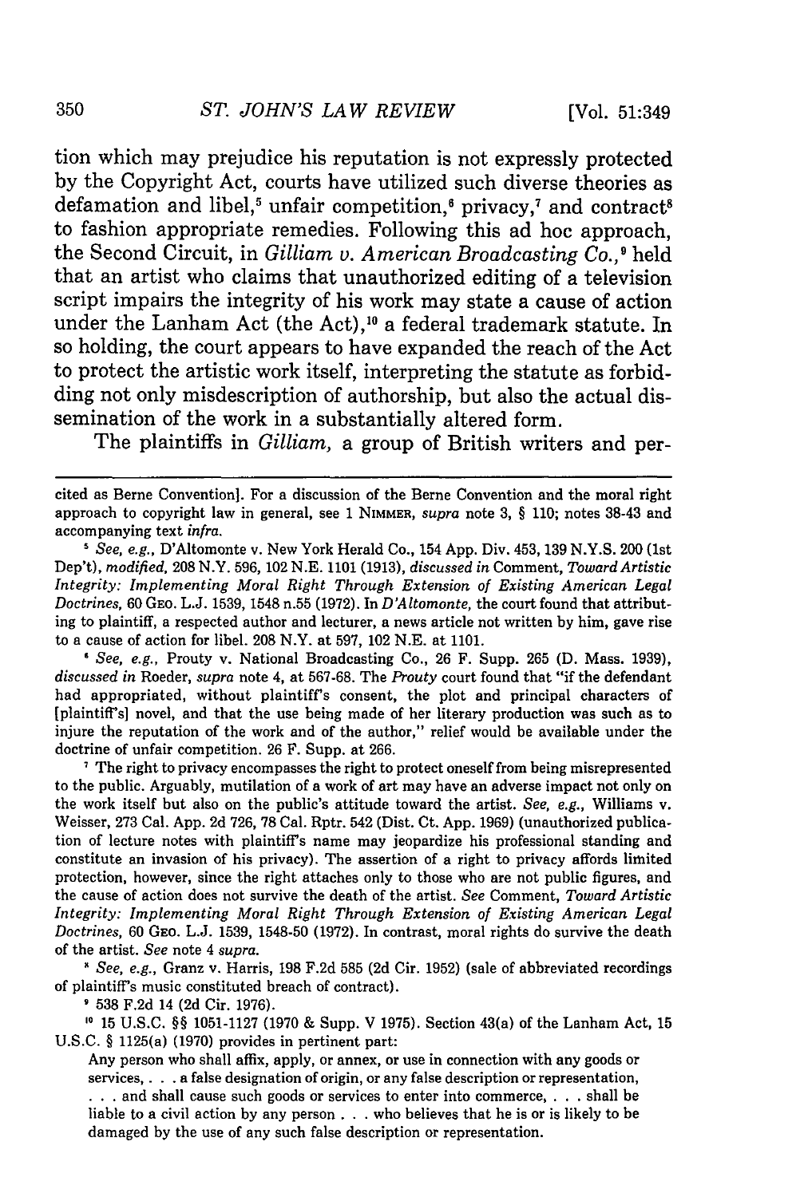tion which may prejudice his reputation is not expressly protected by the Copyright Act, courts have utilized such diverse theories as defamation and libel,[5] unfair competition,[6] privacy,[7] and contract[8] to fashion appropriate remedies. Following this ad hoc approach, the Second Circuit, in *Gilliam v. American Broadcasting Co.*,[9] held that an artist who claims that unauthorized editing of a television script impairs the integrity of his work may state a cause of action under the Lanham Act (the Act),[10] a federal trademark statute. In so holding, the court appears to have expanded the reach of the Act to protect the artistic work itself, interpreting the statute as forbidding not only misdescription of authorship, but also the actual dissemination of the work in a substantially altered form.

The plaintiffs in *Gilliam*, a group of British writers and per-

---

cited as Berne Convention]. For a discussion of the Berne Convention and the moral right approach to copyright law in general, see 1 NIMMER, *supra* note 3, § 110; notes 38-43 and accompanying text *infra*.

[5] *See, e.g.*, D'Altomonte v. New York Herald Co., 154 App. Div. 453, 139 N.Y.S. 200 (1st Dep't), *modified*, 208 N.Y. 596, 102 N.E. 1101 (1913), *discussed in* Comment, *Toward Artistic Integrity: Implementing Moral Right Through Extension of Existing American Legal Doctrines*, 60 GEO. L.J. 1539, 1548 n.55 (1972). In *D'Altomonte*, the court found that attributing to plaintiff, a respected author and lecturer, a news article not written by him, gave rise to a cause of action for libel. 208 N.Y. at 597, 102 N.E. at 1101.

[6] *See, e.g.*, Prouty v. National Broadcasting Co., 26 F. Supp. 265 (D. Mass. 1939), *discussed in* Roeder, *supra* note 4, at 567-68. The *Prouty* court found that "if the defendant had appropriated, without plaintiff's consent, the plot and principal characters of [plaintiff's] novel, and that the use being made of her literary production was such as to injure the reputation of the work and of the author," relief would be available under the doctrine of unfair competition. 26 F. Supp. at 266.

[7] The right to privacy encompasses the right to protect oneself from being misrepresented to the public. Arguably, mutilation of a work of art may have an adverse impact not only on the work itself but also on the public's attitude toward the artist. *See, e.g.*, Williams v. Weisser, 273 Cal. App. 2d 726, 78 Cal. Rptr. 542 (Dist. Ct. App. 1969) (unauthorized publication of lecture notes with plaintiff's name may jeopardize his professional standing and constitute an invasion of his privacy). The assertion of a right to privacy affords limited protection, however, since the right attaches only to those who are not public figures, and the cause of action does not survive the death of the artist. *See* Comment, *Toward Artistic Integrity: Implementing Moral Right Through Extension of Existing American Legal Doctrines*, 60 GEO. L.J. 1539, 1548-50 (1972). In contrast, moral rights do survive the death of the artist. *See* note 4 *supra*.

[8] *See, e.g.*, Granz v. Harris, 198 F.2d 585 (2d Cir. 1952) (sale of abbreviated recordings of plaintiff's music constituted breach of contract).

[9] 538 F.2d 14 (2d Cir. 1976).

[10] 15 U.S.C. §§ 1051-1127 (1970 & Supp. V 1975). Section 43(a) of the Lanham Act, 15 U.S.C. § 1125(a) (1970) provides in pertinent part:

> Any person who shall affix, apply, or annex, or use in connection with any goods or services, . . . a false designation of origin, or any false description or representation, . . . and shall cause such goods or services to enter into commerce, . . . shall be liable to a civil action by any person . . . who believes that he is or is likely to be damaged by the use of any such false description or representation.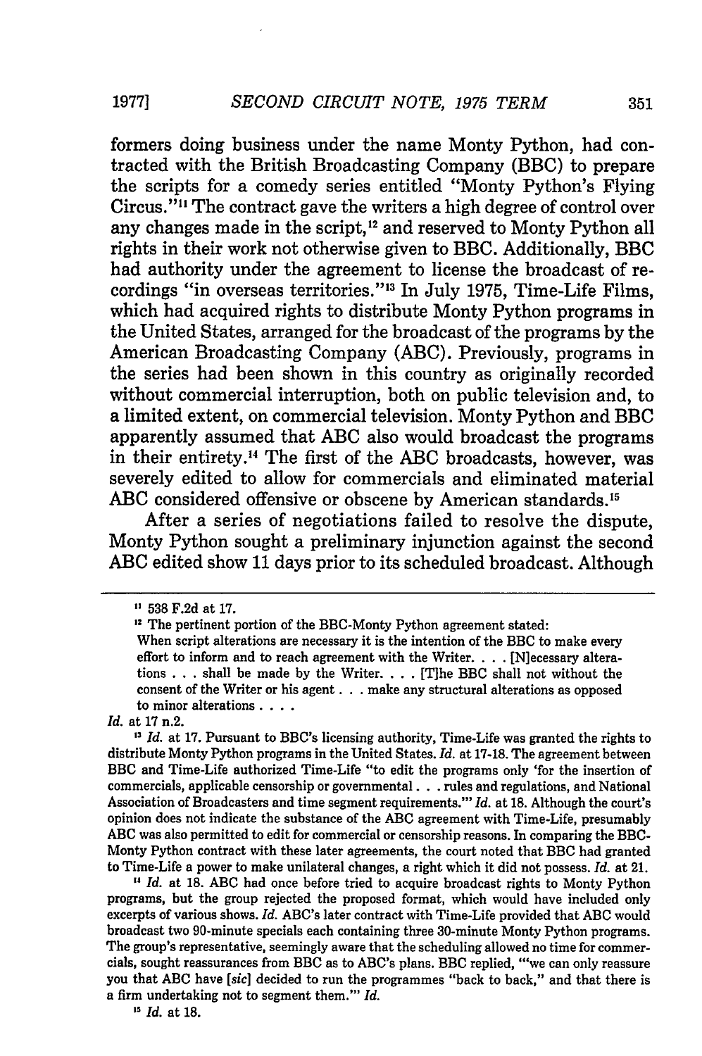formers doing business under the name Monty Python, had contracted with the British Broadcasting Company (BBC) to prepare the scripts for a comedy series entitled "Monty Python's Flying Circus."[11] The contract gave the writers a high degree of control over any changes made in the script,[12] and reserved to Monty Python all rights in their work not otherwise given to BBC. Additionally, BBC had authority under the agreement to license the broadcast of recordings "in overseas territories."[13] In July 1975, Time-Life Films, which had acquired rights to distribute Monty Python programs in the United States, arranged for the broadcast of the programs by the American Broadcasting Company (ABC). Previously, programs in the series had been shown in this country as originally recorded without commercial interruption, both on public television and, to a limited extent, on commercial television. Monty Python and BBC apparently assumed that ABC also would broadcast the programs in their entirety.[14] The first of the ABC broadcasts, however, was severely edited to allow for commercials and eliminated material ABC considered offensive or obscene by American standards.[15]

After a series of negotiations failed to resolve the dispute, Monty Python sought a preliminary injunction against the second ABC edited show 11 days prior to its scheduled broadcast. Although

---

[11] 538 F.2d at 17.

[12] The pertinent portion of the BBC-Monty Python agreement stated:

> When script alterations are necessary it is the intention of the BBC to make every effort to inform and to reach agreement with the Writer. . . . [N]ecessary alterations . . . shall be made by the Writer. . . . [T]he BBC shall not without the consent of the Writer or his agent . . . make any structural alterations as opposed to minor alterations . . . .

*Id.* at 17 n.2.

[13] *Id.* at 17. Pursuant to BBC's licensing authority, Time-Life was granted the rights to distribute Monty Python programs in the United States. *Id.* at 17-18. The agreement between BBC and Time-Life authorized Time-Life "to edit the programs only 'for the insertion of commercials, applicable censorship or governmental . . . rules and regulations, and National Association of Broadcasters and time segment requirements.'" *Id.* at 18. Although the court's opinion does not indicate the substance of the ABC agreement with Time-Life, presumably ABC was also permitted to edit for commercial or censorship reasons. In comparing the BBC-Monty Python contract with these later agreements, the court noted that BBC had granted to Time-Life a power to make unilateral changes, a right which it did not possess. *Id.* at 21.

[14] *Id.* at 18. ABC had once before tried to acquire broadcast rights to Monty Python programs, but the group rejected the proposed format, which would have included only excerpts of various shows. *Id.* ABC's later contract with Time-Life provided that ABC would broadcast two 90-minute specials each containing three 30-minute Monty Python programs. The group's representative, seemingly aware that the scheduling allowed no time for commercials, sought reassurances from BBC as to ABC's plans. BBC replied, "'we can only reassure you that ABC have [*sic*] decided to run the programmes "back to back," and that there is a firm undertaking not to segment them.'" *Id.*

[15] *Id.* at 18.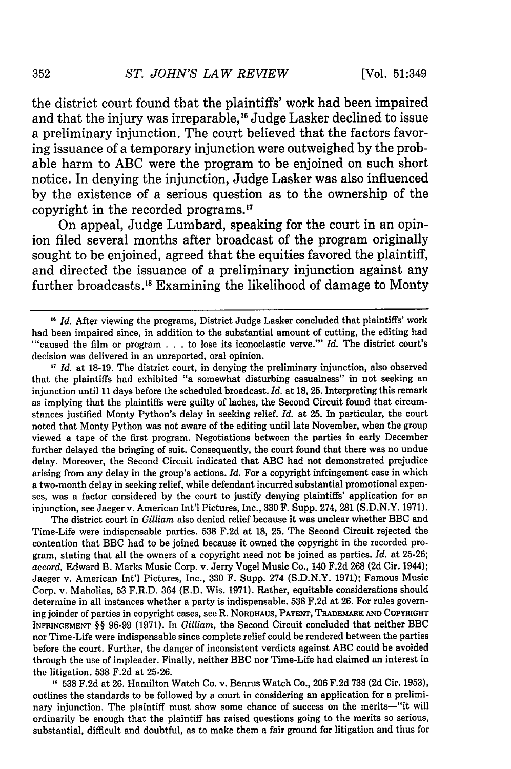the district court found that the plaintiffs' work had been impaired and that the injury was irreparable,[16] Judge Lasker declined to issue a preliminary injunction. The court believed that the factors favoring issuance of a temporary injunction were outweighed by the probable harm to ABC were the program to be enjoined on such short notice. In denying the injunction, Judge Lasker was also influenced by the existence of a serious question as to the ownership of the copyright in the recorded programs.[17]

On appeal, Judge Lumbard, speaking for the court in an opinion filed several months after broadcast of the program originally sought to be enjoined, agreed that the equities favored the plaintiff, and directed the issuance of a preliminary injunction against any further broadcasts.[18] Examining the likelihood of damage to Monty

---

[16] *Id.* After viewing the programs, District Judge Lasker concluded that plaintiffs' work had been impaired since, in addition to the substantial amount of cutting, the editing had "'caused the film or program . . . to lose its iconoclastic verve.'" *Id.* The district court's decision was delivered in an unreported, oral opinion.

[17] *Id.* at 18-19. The district court, in denying the preliminary injunction, also observed that the plaintiffs had exhibited "a somewhat disturbing casualness" in not seeking an injunction until 11 days before the scheduled broadcast. *Id.* at 18, 25. Interpreting this remark as implying that the plaintiffs were guilty of laches, the Second Circuit found that circumstances justified Monty Python's delay in seeking relief. *Id.* at 25. In particular, the court noted that Monty Python was not aware of the editing until late November, when the group viewed a tape of the first program. Negotiations between the parties in early December further delayed the bringing of suit. Consequently, the court found that there was no undue delay. Moreover, the Second Circuit indicated that ABC had not demonstrated prejudice arising from any delay in the group's actions. *Id.* For a copyright infringement case in which a two-month delay in seeking relief, while defendant incurred substantial promotional expenses, was a factor considered by the court to justify denying plaintiffs' application for an injunction, see Jaeger v. American Int'l Pictures, Inc., 330 F. Supp. 274, 281 (S.D.N.Y. 1971).

The district court in *Gilliam* also denied relief because it was unclear whether BBC and Time-Life were indispensable parties. 538 F.2d at 18, 25. The Second Circuit rejected the contention that BBC had to be joined because it owned the copyright in the recorded program, stating that all the owners of a copyright need not be joined as parties. *Id.* at 25-26; *accord*, Edward B. Marks Music Corp. v. Jerry Vogel Music Co., 140 F.2d 268 (2d Cir. 1944); Jaeger v. American Int'l Pictures, Inc., 330 F. Supp. 274 (S.D.N.Y. 1971); Famous Music Corp. v. Maholias, 53 F.R.D. 364 (E.D. Wis. 1971). Rather, equitable considerations should determine in all instances whether a party is indispensable. 538 F.2d at 26. For rules governing joinder of parties in copyright cases, see R. NORDHAUS, PATENT, TRADEMARK AND COPYRIGHT INFRINGEMENT §§ 96-99 (1971). In *Gilliam*, the Second Circuit concluded that neither BBC nor Time-Life were indispensable since complete relief could be rendered between the parties before the court. Further, the danger of inconsistent verdicts against ABC could be avoided through the use of impleader. Finally, neither BBC nor Time-Life had claimed an interest in the litigation. 538 F.2d at 25-26.

[18] 538 F.2d at 26. Hamilton Watch Co. v. Benrus Watch Co., 206 F.2d 738 (2d Cir. 1953), outlines the standards to be followed by a court in considering an application for a preliminary injunction. The plaintiff must show some chance of success on the merits—"it will ordinarily be enough that the plaintiff has raised questions going to the merits so serious, substantial, difficult and doubtful, as to make them a fair ground for litigation and thus for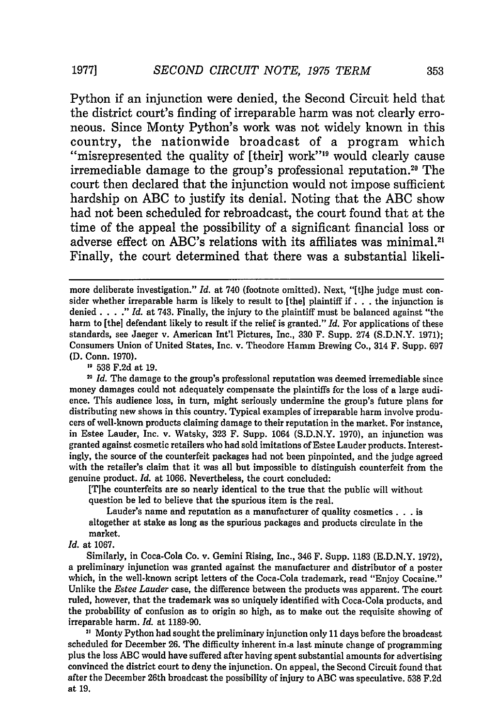Python if an injunction were denied, the Second Circuit held that the district court's finding of irreparable harm was not clearly erroneous. Since Monty Python's work was not widely known in this country, the nationwide broadcast of a program which "misrepresented the quality of [their] work"[19] would clearly cause irremediable damage to the group's professional reputation.[20] The court then declared that the injunction would not impose sufficient hardship on ABC to justify its denial. Noting that the ABC show had not been scheduled for rebroadcast, the court found that at the time of the appeal the possibility of a significant financial loss or adverse effect on ABC's relations with its affiliates was minimal.[21] Finally, the court determined that there was a substantial likeli-

---

more deliberate investigation." *Id.* at 740 (footnote omitted). Next, "[t]he judge must consider whether irreparable harm is likely to result to [the] plaintiff if . . . the injunction is denied . . . ." *Id.* at 743. Finally, the injury to the plaintiff must be balanced against "the harm to [the] defendant likely to result if the relief is granted." *Id.* For applications of these standards, see Jaeger v. American Int'l Pictures, Inc., 330 F. Supp. 274 (S.D.N.Y. 1971); Consumers Union of United States, Inc. v. Theodore Hamm Brewing Co., 314 F. Supp. 697 (D. Conn. 1970).

[19] 538 F.2d at 19.

[20] *Id.* The damage to the group's professional reputation was deemed irremediable since money damages could not adequately compensate the plaintiffs for the loss of a large audience. This audience loss, in turn, might seriously undermine the group's future plans for distributing new shows in this country. Typical examples of irreparable harm involve producers of well-known products claiming damage to their reputation in the market. For instance, in Estee Lauder, Inc. v. Watsky, 323 F. Supp. 1064 (S.D.N.Y. 1970), an injunction was granted against cosmetic retailers who had sold imitations of Estee Lauder products. Interestingly, the source of the counterfeit packages had not been pinpointed, and the judge agreed with the retailer's claim that it was all but impossible to distinguish counterfeit from the genuine product. *Id.* at 1066. Nevertheless, the court concluded:

> [T]he counterfeits are so nearly identical to the true that the public will without question be led to believe that the spurious item is the real.
>
> Lauder's name and reputation as a manufacturer of quality cosmetics . . . is altogether at stake as long as the spurious packages and products circulate in the market.

*Id.* at 1067.

Similarly, in Coca-Cola Co. v. Gemini Rising, Inc., 346 F. Supp. 1183 (E.D.N.Y. 1972), a preliminary injunction was granted against the manufacturer and distributor of a poster which, in the well-known script letters of the Coca-Cola trademark, read "Enjoy Cocaine." Unlike the *Estee Lauder* case, the difference between the products was apparent. The court ruled, however, that the trademark was so uniquely identified with Coca-Cola products, and the probability of confusion as to origin so high, as to make out the requisite showing of irreparable harm. *Id.* at 1189-90.

[21] Monty Python had sought the preliminary injunction only 11 days before the broadcast scheduled for December 26. The difficulty inherent in a last minute change of programming plus the loss ABC would have suffered after having spent substantial amounts for advertising convinced the district court to deny the injunction. On appeal, the Second Circuit found that after the December 26th broadcast the possibility of injury to ABC was speculative. 538 F.2d at 19.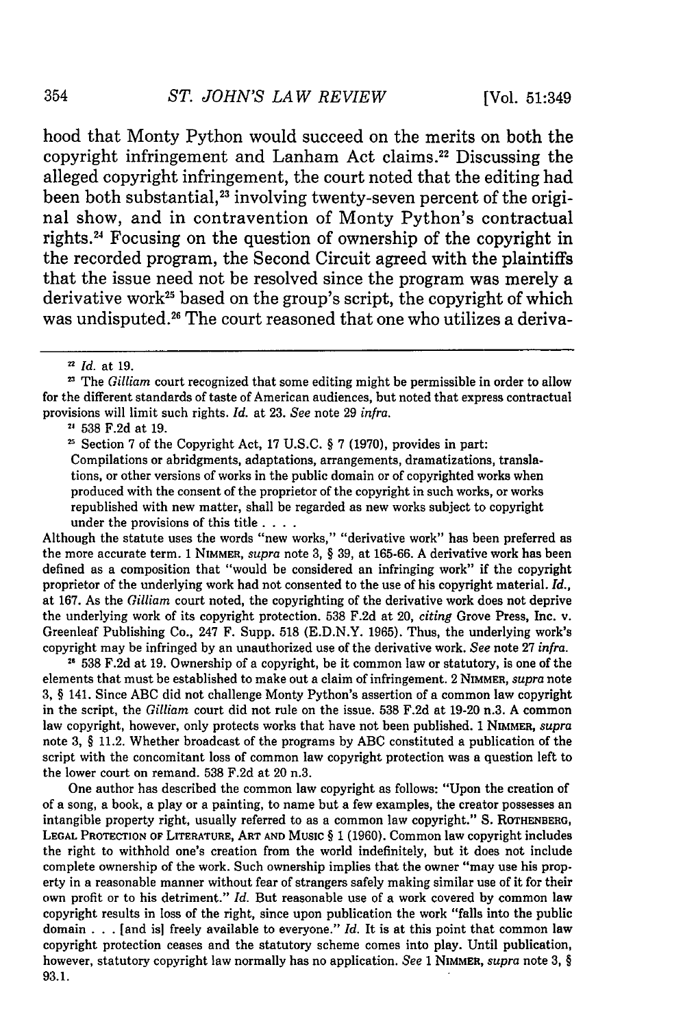hood that Monty Python would succeed on the merits on both the copyright infringement and Lanham Act claims.[22] Discussing the alleged copyright infringement, the court noted that the editing had been both substantial,[23] involving twenty-seven percent of the original show, and in contravention of Monty Python's contractual rights.[24] Focusing on the question of ownership of the copyright in the recorded program, the Second Circuit agreed with the plaintiffs that the issue need not be resolved since the program was merely a derivative work[25] based on the group's script, the copyright of which was undisputed.[26] The court reasoned that one who utilizes a deriva-

---

[22] *Id.* at 19.

[23] The *Gilliam* court recognized that some editing might be permissible in order to allow for the different standards of taste of American audiences, but noted that express contractual provisions will limit such rights. *Id.* at 23. *See* note 29 *infra.*

[24] 538 F.2d at 19.

[25] Section 7 of the Copyright Act, 17 U.S.C. § 7 (1970), provides in part:

> Compilations or abridgments, adaptations, arrangements, dramatizations, translations, or other versions of works in the public domain or of copyrighted works when produced with the consent of the proprietor of the copyright in such works, or works republished with new matter, shall be regarded as new works subject to copyright under the provisions of this title . . . .

Although the statute uses the words "new works," "derivative work" has been preferred as the more accurate term. 1 NIMMER, *supra* note 3, § 39, at 165-66. A derivative work has been defined as a composition that "would be considered an infringing work" if the copyright proprietor of the underlying work had not consented to the use of his copyright material. *Id.*, at 167. As the *Gilliam* court noted, the copyrighting of the derivative work does not deprive the underlying work of its copyright protection. 538 F.2d at 20, *citing* Grove Press, Inc. v. Greenleaf Publishing Co., 247 F. Supp. 518 (E.D.N.Y. 1965). Thus, the underlying work's copyright may be infringed by an unauthorized use of the derivative work. *See* note 27 *infra.*

[26] 538 F.2d at 19. Ownership of a copyright, be it common law or statutory, is one of the elements that must be established to make out a claim of infringement. 2 NIMMER, *supra* note 3, § 141. Since ABC did not challenge Monty Python's assertion of a common law copyright in the script, the *Gilliam* court did not rule on the issue. 538 F.2d at 19-20 n.3. A common law copyright, however, only protects works that have not been published. 1 NIMMER, *supra* note 3, § 11.2. Whether broadcast of the programs by ABC constituted a publication of the script with the concomitant loss of common law copyright protection was a question left to the lower court on remand. 538 F.2d at 20 n.3.

One author has described the common law copyright as follows: "Upon the creation of of a song, a book, a play or a painting, to name but a few examples, the creator possesses an intangible property right, usually referred to as a common law copyright." S. ROTHENBERG, LEGAL PROTECTION OF LITERATURE, ART AND MUSIC § 1 (1960). Common law copyright includes the right to withhold one's creation from the world indefinitely, but it does not include complete ownership of the work. Such ownership implies that the owner "may use his property in a reasonable manner without fear of strangers safely making similar use of it for their own profit or to his detriment." *Id.* But reasonable use of a work covered by common law copyright results in loss of the right, since upon publication the work "falls into the public domain . . . [and is] freely available to everyone." *Id.* It is at this point that common law copyright protection ceases and the statutory scheme comes into play. Until publication, however, statutory copyright law normally has no application. *See* 1 NIMMER, *supra* note 3, § 93.1.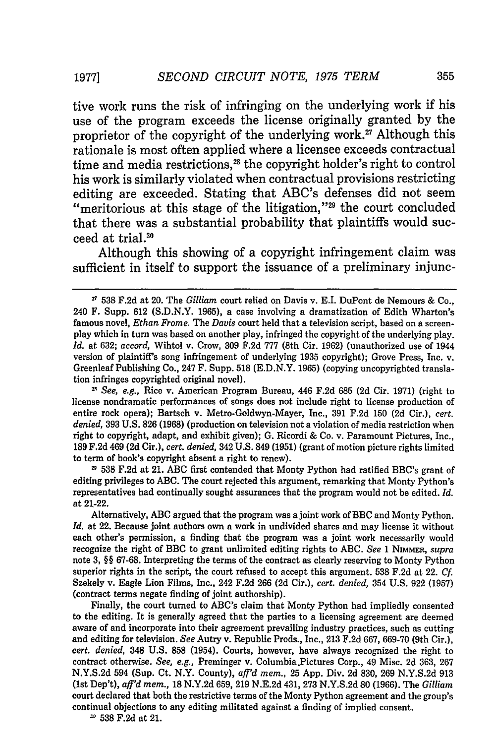tive work runs the risk of infringing on the underlying work if his use of the program exceeds the license originally granted by the proprietor of the copyright of the underlying work.[27] Although this rationale is most often applied where a licensee exceeds contractual time and media restrictions,[28] the copyright holder's right to control his work is similarly violated when contractual provisions restricting editing are exceeded. Stating that ABC's defenses did not seem "meritorious at this stage of the litigation,"[29] the court concluded that there was a substantial probability that plaintiffs would succeed at trial.[30]

Although this showing of a copyright infringement claim was sufficient in itself to support the issuance of a preliminary injunc-

---

[27] 538 F.2d at 20. The *Gilliam* court relied on Davis v. E.I. DuPont de Nemours & Co., 240 F. Supp. 612 (S.D.N.Y. 1965), a case involving a dramatization of Edith Wharton's famous novel, *Ethan Frome*. The *Davis* court held that a television script, based on a screenplay which in turn was based on another play, infringed the copyright of the underlying play. *Id.* at 632; *accord,* Wihtol v. Crow, 309 F.2d 777 (8th Cir. 1962) (unauthorized use of 1944 version of plaintiff's song infringement of underlying 1935 copyright); Grove Press, Inc. v. Greenleaf Publishing Co., 247 F. Supp. 518 (E.D.N.Y. 1965) (copying uncopyrighted translation infringes copyrighted original novel).

[28] *See, e.g.,* Rice v. American Program Bureau, 446 F.2d 685 (2d Cir. 1971) (right to license nondramatic performances of songs does not include right to license production of entire rock opera); Bartsch v. Metro-Goldwyn-Mayer, Inc., 391 F.2d 150 (2d Cir.), *cert. denied,* 393 U.S. 826 (1968) (production on television not a violation of media restriction when right to copyright, adapt, and exhibit given); G. Ricordi & Co. v. Paramount Pictures, Inc., 189 F.2d 469 (2d Cir.), *cert. denied,* 342 U.S. 849 (1951) (grant of motion picture rights limited to term of book's copyright absent a right to renew).

[29] 538 F.2d at 21. ABC first contended that Monty Python had ratified BBC's grant of editing privileges to ABC. The court rejected this argument, remarking that Monty Python's representatives had continually sought assurances that the program would not be edited. *Id.* at 21-22.

Alternatively, ABC argued that the program was a joint work of BBC and Monty Python. *Id.* at 22. Because joint authors own a work in undivided shares and may license it without each other's permission, a finding that the program was a joint work necessarily would recognize the right of BBC to grant unlimited editing rights to ABC. *See* 1 NIMMER, *supra* note 3, §§ 67-68. Interpreting the terms of the contract as clearly reserving to Monty Python superior rights in the script, the court refused to accept this argument. 538 F.2d at 22. *Cf.* Szekely v. Eagle Lion Films, Inc., 242 F.2d 266 (2d Cir.), *cert. denied,* 354 U.S. 922 (1957) (contract terms negate finding of joint authorship).

Finally, the court turned to ABC's claim that Monty Python had impliedly consented to the editing. It is generally agreed that the parties to a licensing agreement are deemed aware of and incorporate into their agreement prevailing industry practices, such as cutting and editing for television. *See* Autry v. Republic Prods., Inc., 213 F.2d 667, 669-70 (9th Cir.), *cert. denied,* 348 U.S. 858 (1954). Courts, however, have always recognized the right to contract otherwise. *See, e.g.,* Preminger v. Columbia Pictures Corp., 49 Misc. 2d 363, 267 N.Y.S.2d 594 (Sup. Ct. N.Y. County), *aff'd mem.,* 25 App. Div. 2d 830, 269 N.Y.S.2d 913 (1st Dep't), *aff'd mem.,* 18 N.Y.2d 659, 219 N.E.2d 431, 273 N.Y.S.2d 80 (1966). The *Gilliam* court declared that both the restrictive terms of the Monty Python agreement and the group's continual objections to any editing militated against a finding of implied consent.

[30] 538 F.2d at 21.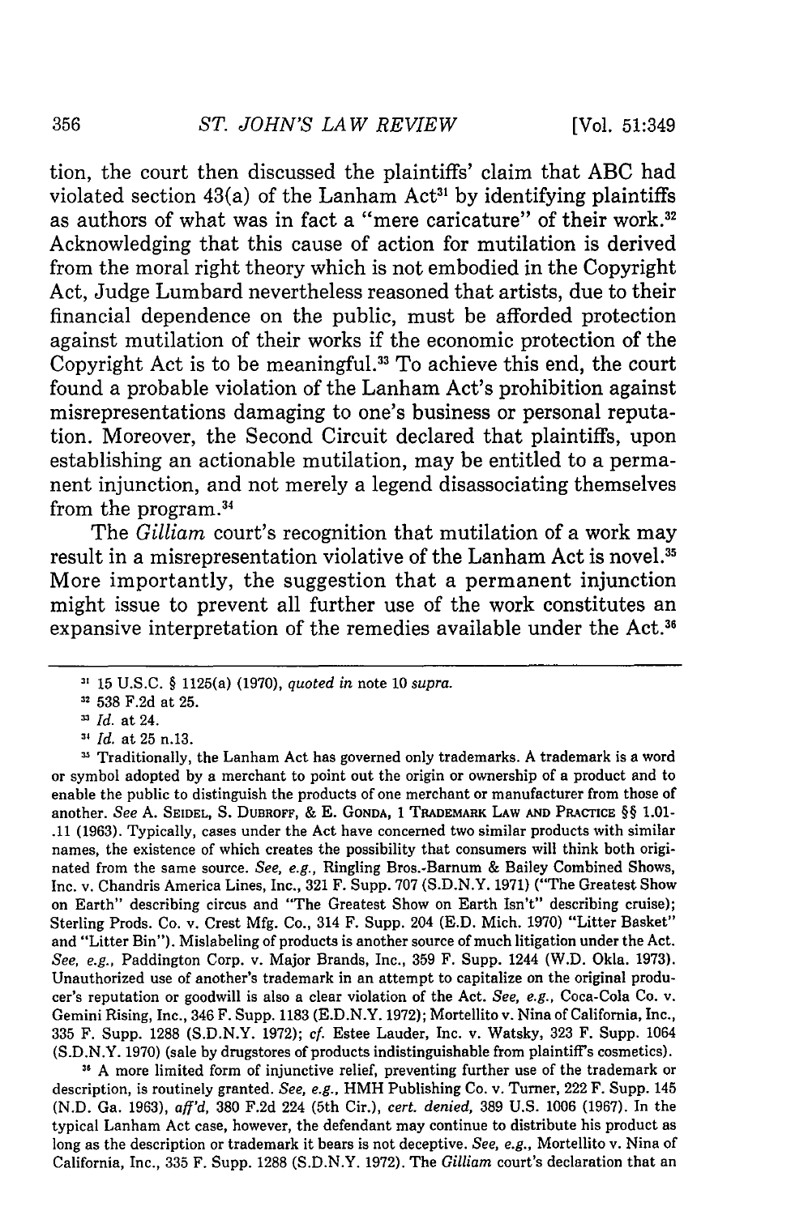tion, the court then discussed the plaintiffs' claim that ABC had violated section 43(a) of the Lanham Act[31] by identifying plaintiffs as authors of what was in fact a "mere caricature" of their work.[32] Acknowledging that this cause of action for mutilation is derived from the moral right theory which is not embodied in the Copyright Act, Judge Lumbard nevertheless reasoned that artists, due to their financial dependence on the public, must be afforded protection against mutilation of their works if the economic protection of the Copyright Act is to be meaningful.[33] To achieve this end, the court found a probable violation of the Lanham Act's prohibition against misrepresentations damaging to one's business or personal reputation. Moreover, the Second Circuit declared that plaintiffs, upon establishing an actionable mutilation, may be entitled to a permanent injunction, and not merely a legend disassociating themselves from the program.[34]

The *Gilliam* court's recognition that mutilation of a work may result in a misrepresentation violative of the Lanham Act is novel.[35] More importantly, the suggestion that a permanent injunction might issue to prevent all further use of the work constitutes an expansive interpretation of the remedies available under the Act.[36]

---

[31] 15 U.S.C. § 1125(a) (1970), *quoted in* note 10 *supra*.

[32] 538 F.2d at 25.

[33] *Id.* at 24.

[34] *Id.* at 25 n.13.

[35] Traditionally, the Lanham Act has governed only trademarks. A trademark is a word or symbol adopted by a merchant to point out the origin or ownership of a product and to enable the public to distinguish the products of one merchant or manufacturer from those of another. *See* A. SEIDEL, S. DUBROFF, & E. GONDA, 1 TRADEMARK LAW AND PRACTICE §§ 1.01-.11 (1963). Typically, cases under the Act have concerned two similar products with similar names, the existence of which creates the possibility that consumers will think both originated from the same source. *See, e.g.*, Ringling Bros.-Barnum & Bailey Combined Shows, Inc. v. Chandris America Lines, Inc., 321 F. Supp. 707 (S.D.N.Y. 1971) ("The Greatest Show on Earth" describing circus and "The Greatest Show on Earth Isn't" describing cruise); Sterling Prods. Co. v. Crest Mfg. Co., 314 F. Supp. 204 (E.D. Mich. 1970) "Litter Basket" and "Litter Bin"). Mislabeling of products is another source of much litigation under the Act. *See, e.g.*, Paddington Corp. v. Major Brands, Inc., 359 F. Supp. 1244 (W.D. Okla. 1973). Unauthorized use of another's trademark in an attempt to capitalize on the original producer's reputation or goodwill is also a clear violation of the Act. *See, e.g.*, Coca-Cola Co. v. Gemini Rising, Inc., 346 F. Supp. 1183 (E.D.N.Y. 1972); Mortellito v. Nina of California, Inc., 335 F. Supp. 1288 (S.D.N.Y. 1972); *cf.* Estee Lauder, Inc. v. Watsky, 323 F. Supp. 1064 (S.D.N.Y. 1970) (sale by drugstores of products indistinguishable from plaintiff's cosmetics).

[36] A more limited form of injunctive relief, preventing further use of the trademark or description, is routinely granted. *See, e.g.*, HMH Publishing Co. v. Turner, 222 F. Supp. 145 (N.D. Ga. 1963), *aff'd*, 380 F.2d 224 (5th Cir.), *cert. denied*, 389 U.S. 1006 (1967). In the typical Lanham Act case, however, the defendant may continue to distribute his product as long as the description or trademark it bears is not deceptive. *See, e.g.*, Mortellito v. Nina of California, Inc., 335 F. Supp. 1288 (S.D.N.Y. 1972). The *Gilliam* court's declaration that an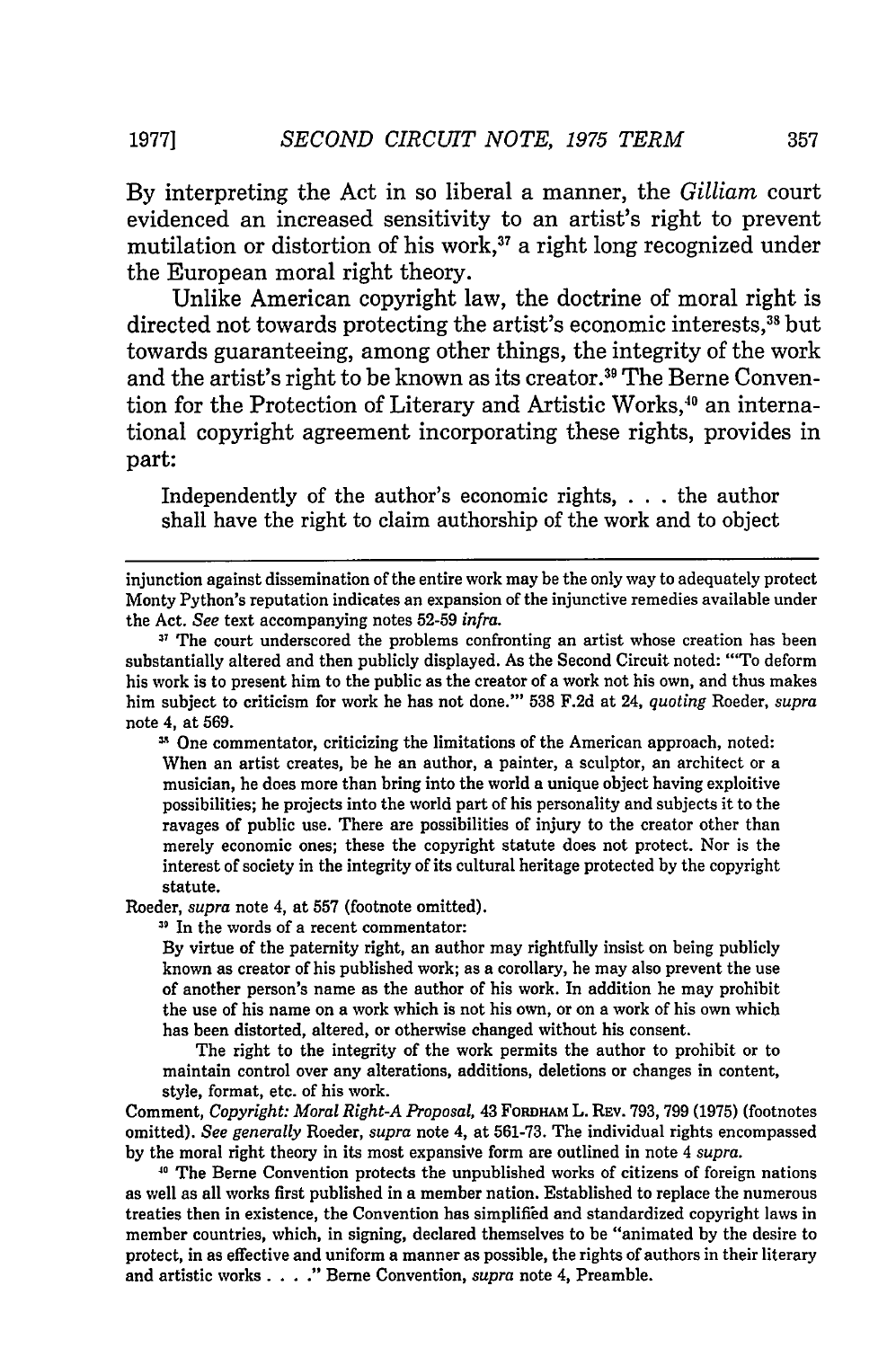By interpreting the Act in so liberal a manner, the *Gilliam* court evidenced an increased sensitivity to an artist's right to prevent mutilation or distortion of his work,[37] a right long recognized under the European moral right theory.

Unlike American copyright law, the doctrine of moral right is directed not towards protecting the artist's economic interests,[38] but towards guaranteeing, among other things, the integrity of the work and the artist's right to be known as its creator.[39] The Berne Convention for the Protection of Literary and Artistic Works,[40] an international copyright agreement incorporating these rights, provides in part:

> Independently of the author's economic rights, . . . the author shall have the right to claim authorship of the work and to object

---

injunction against dissemination of the entire work may be the only way to adequately protect Monty Python's reputation indicates an expansion of the injunctive remedies available under the Act. *See* text accompanying notes 52-59 *infra*.

[37] The court underscored the problems confronting an artist whose creation has been substantially altered and then publicly displayed. As the Second Circuit noted: "'To deform his work is to present him to the public as the creator of a work not his own, and thus makes him subject to criticism for work he has not done.'" 538 F.2d at 24, *quoting* Roeder, *supra* note 4, at 569.

[38] One commentator, criticizing the limitations of the American approach, noted:

> When an artist creates, be he an author, a painter, a sculptor, an architect or a musician, he does more than bring into the world a unique object having exploitive possibilities; he projects into the world part of his personality and subjects it to the ravages of public use. There are possibilities of injury to the creator other than merely economic ones; these the copyright statute does not protect. Nor is the interest of society in the integrity of its cultural heritage protected by the copyright statute.

Roeder, *supra* note 4, at 557 (footnote omitted).

[39] In the words of a recent commentator:

> By virtue of the paternity right, an author may rightfully insist on being publicly known as creator of his published work; as a corollary, he may also prevent the use of another person's name as the author of his work. In addition he may prohibit the use of his name on a work which is not his own, or on a work of his own which has been distorted, altered, or otherwise changed without his consent.
>
> The right to the integrity of the work permits the author to prohibit or to maintain control over any alterations, additions, deletions or changes in content, style, format, etc. of his work.

Comment, *Copyright: Moral Right-A Proposal*, 43 FORDHAM L. REV. 793, 799 (1975) (footnotes omitted). *See generally* Roeder, *supra* note 4, at 561-73. The individual rights encompassed by the moral right theory in its most expansive form are outlined in note 4 *supra*.

[40] The Berne Convention protects the unpublished works of citizens of foreign nations as well as all works first published in a member nation. Established to replace the numerous treaties then in existence, the Convention has simplified and standardized copyright laws in member countries, which, in signing, declared themselves to be "animated by the desire to protect, in as effective and uniform a manner as possible, the rights of authors in their literary and artistic works . . . ." Berne Convention, *supra* note 4, Preamble.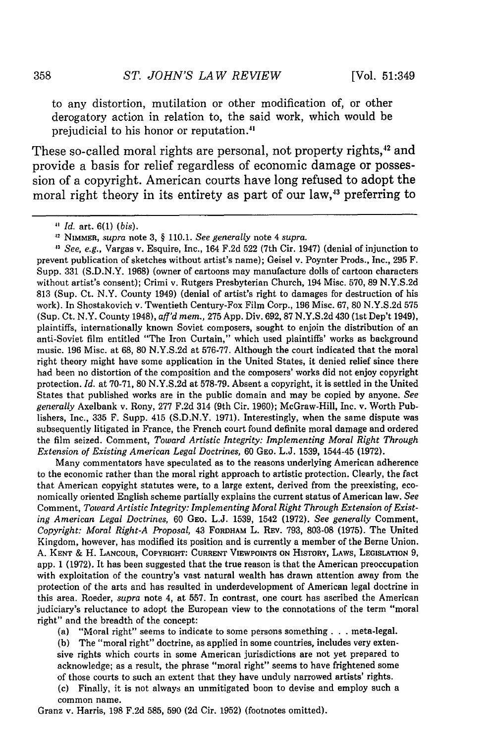to any distortion, mutilation or other modification of, or other derogatory action in relation to, the said work, which would be prejudicial to his honor or reputation.[41]

These so-called moral rights are personal, not property rights,[42] and provide a basis for relief regardless of economic damage or possession of a copyright. American courts have long refused to adopt the moral right theory in its entirety as part of our law,[43] preferring to

---

[41] *Id.* art. 6(1) (*bis*).

[42] NIMMER, *supra* note 3, § 110.1. *See generally* note 4 *supra*.

[43] *See, e.g.*, Vargas v. Esquire, Inc., 164 F.2d 522 (7th Cir. 1947) (denial of injunction to prevent publication of sketches without artist's name); Geisel v. Poynter Prods., Inc., 295 F. Supp. 331 (S.D.N.Y. 1968) (owner of cartoons may manufacture dolls of cartoon characters without artist's consent); Crimi v. Rutgers Presbyterian Church, 194 Misc. 570, 89 N.Y.S.2d 813 (Sup. Ct. N.Y. County 1949) (denial of artist's right to damages for destruction of his work). In Shostakovich v. Twentieth Century-Fox Film Corp., 196 Misc. 67, 80 N.Y.S.2d 575 (Sup. Ct. N.Y. County 1948), *aff'd mem.*, 275 App. Div. 692, 87 N.Y.S.2d 430 (1st Dep't 1949), plaintiffs, internationally known Soviet composers, sought to enjoin the distribution of an anti-Soviet film entitled "The Iron Curtain," which used plaintiffs' works as background music. 196 Misc. at 68, 80 N.Y.S.2d at 576-77. Although the court indicated that the moral right theory might have some application in the United States, it denied relief since there had been no distortion of the composition and the composers' works did not enjoy copyright protection. *Id.* at 70-71, 80 N.Y.S.2d at 578-79. Absent a copyright, it is settled in the United States that published works are in the public domain and may be copied by anyone. *See generally* Axelbank v. Rony, 277 F.2d 314 (9th Cir. 1960); McGraw-Hill, Inc. v. Worth Publishers, Inc., 335 F. Supp. 415 (S.D.N.Y. 1971). Interestingly, when the same dispute was subsequently litigated in France, the French court found definite moral damage and ordered the film seized. Comment, *Toward Artistic Integrity: Implementing Moral Right Through Extension of Existing American Legal Doctrines*, 60 GEO. L.J. 1539, 1544-45 (1972).

Many commentators have speculated as to the reasons underlying American adherence to the economic rather than the moral right approach to artistic protection. Clearly, the fact that American copyright statutes were, to a large extent, derived from the preexisting, economically oriented English scheme partially explains the current status of American law. *See* Comment, *Toward Artistic Integrity: Implementing Moral Right Through Extension of Existing American Legal Doctrines*, 60 GEO. L.J. 1539, 1542 (1972). *See generally* Comment, *Copyright: Moral Right-A Proposal*, 43 FORDHAM L. REV. 793, 803-08 (1975). The United Kingdom, however, has modified its position and is currently a member of the Berne Union. A. KENT & H. LANCOUR, COPYRIGHT: CURRENT VIEWPOINTS ON HISTORY, LAWS, LEGISLATION 9, app. 1 (1972). It has been suggested that the true reason is that the American preoccupation with exploitation of the country's vast natural wealth has drawn attention away from the protection of the arts and has resulted in underdevelopment of American legal doctrine in this area. Roeder, *supra* note 4, at 557. In contrast, one court has ascribed the American judiciary's reluctance to adopt the European view to the connotations of the term "moral right" and the breadth of the concept:

> (a) "Moral right" seems to indicate to some persons something . . . meta-legal.
>
> (b) The "moral right" doctrine, as applied in some countries, includes very extensive rights which courts in some American jurisdictions are not yet prepared to acknowledge; as a result, the phrase "moral right" seems to have frightened some of those courts to such an extent that they have unduly narrowed artists' rights.
>
> (c) Finally, it is not always an unmitigated boon to devise and employ such a common name.

Granz v. Harris, 198 F.2d 585, 590 (2d Cir. 1952) (footnotes omitted).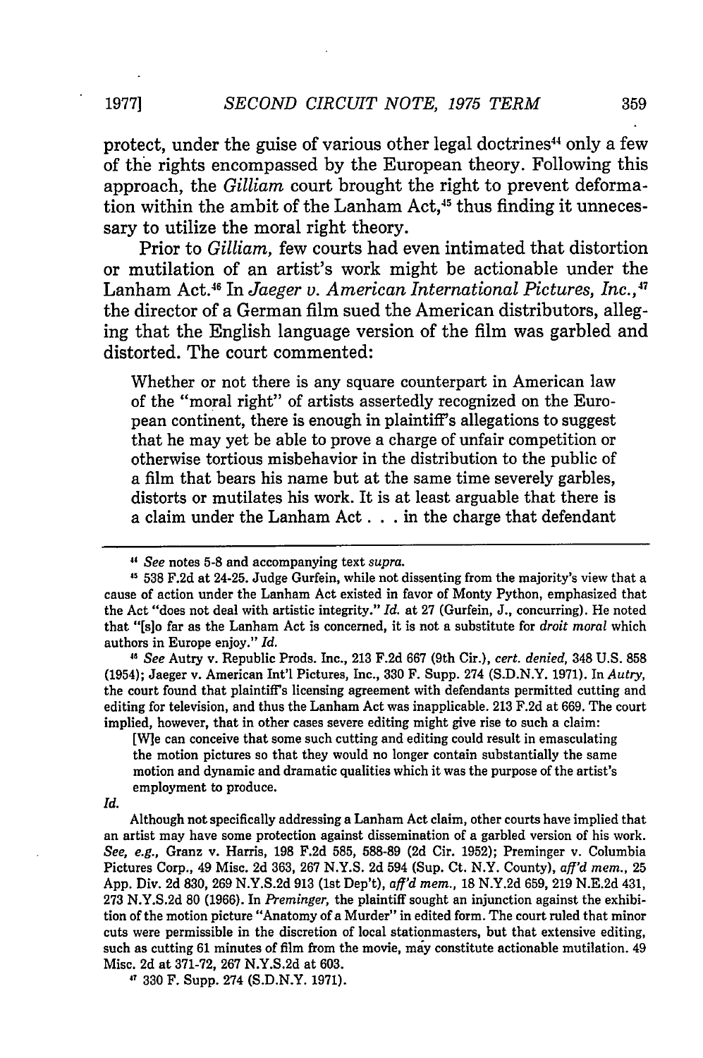protect, under the guise of various other legal doctrines[44] only a few of the rights encompassed by the European theory. Following this approach, the *Gilliam* court brought the right to prevent deformation within the ambit of the Lanham Act,[45] thus finding it unnecessary to utilize the moral right theory.

Prior to *Gilliam*, few courts had even intimated that distortion or mutilation of an artist's work might be actionable under the Lanham Act.[46] In *Jaeger v. American International Pictures, Inc.*,[47] the director of a German film sued the American distributors, alleging that the English language version of the film was garbled and distorted. The court commented:

> Whether or not there is any square counterpart in American law of the "moral right" of artists assertedly recognized on the European continent, there is enough in plaintiff's allegations to suggest that he may yet be able to prove a charge of unfair competition or otherwise tortious misbehavior in the distribution to the public of a film that bears his name but at the same time severely garbles, distorts or mutilates his work. It is at least arguable that there is a claim under the Lanham Act . . . in the charge that defendant

---

[44] *See* notes 5-8 and accompanying text *supra*.

[45] 538 F.2d at 24-25. Judge Gurfein, while not dissenting from the majority's view that a cause of action under the Lanham Act existed in favor of Monty Python, emphasized that the Act "does not deal with artistic integrity." *Id.* at 27 (Gurfein, J., concurring). He noted that "[s]o far as the Lanham Act is concerned, it is not a substitute for *droit moral* which authors in Europe enjoy." *Id.*

[46] *See* Autry v. Republic Prods. Inc., 213 F.2d 667 (9th Cir.), *cert. denied*, 348 U.S. 858 (1954); Jaeger v. American Int'l Pictures, Inc., 330 F. Supp. 274 (S.D.N.Y. 1971). In *Autry*, the court found that plaintiff's licensing agreement with defendants permitted cutting and editing for television, and thus the Lanham Act was inapplicable. 213 F.2d at 669. The court implied, however, that in other cases severe editing might give rise to such a claim:

> [W]e can conceive that some such cutting and editing could result in emasculating the motion pictures so that they would no longer contain substantially the same motion and dynamic and dramatic qualities which it was the purpose of the artist's employment to produce.

*Id.*

Although not specifically addressing a Lanham Act claim, other courts have implied that an artist may have some protection against dissemination of a garbled version of his work. *See, e.g.*, Granz v. Harris, 198 F.2d 585, 588-89 (2d Cir. 1952); Preminger v. Columbia Pictures Corp., 49 Misc. 2d 363, 267 N.Y.S. 2d 594 (Sup. Ct. N.Y. County), *aff'd mem.*, 25 App. Div. 2d 830, 269 N.Y.S.2d 913 (1st Dep't), *aff'd mem.*, 18 N.Y.2d 659, 219 N.E.2d 431, 273 N.Y.S.2d 80 (1966). In *Preminger*, the plaintiff sought an injunction against the exhibition of the motion picture "Anatomy of a Murder" in edited form. The court ruled that minor cuts were permissible in the discretion of local stationmasters, but that extensive editing, such as cutting 61 minutes of film from the movie, may constitute actionable mutilation. 49 Misc. 2d at 371-72, 267 N.Y.S.2d at 603.

[47] 330 F. Supp. 274 (S.D.N.Y. 1971).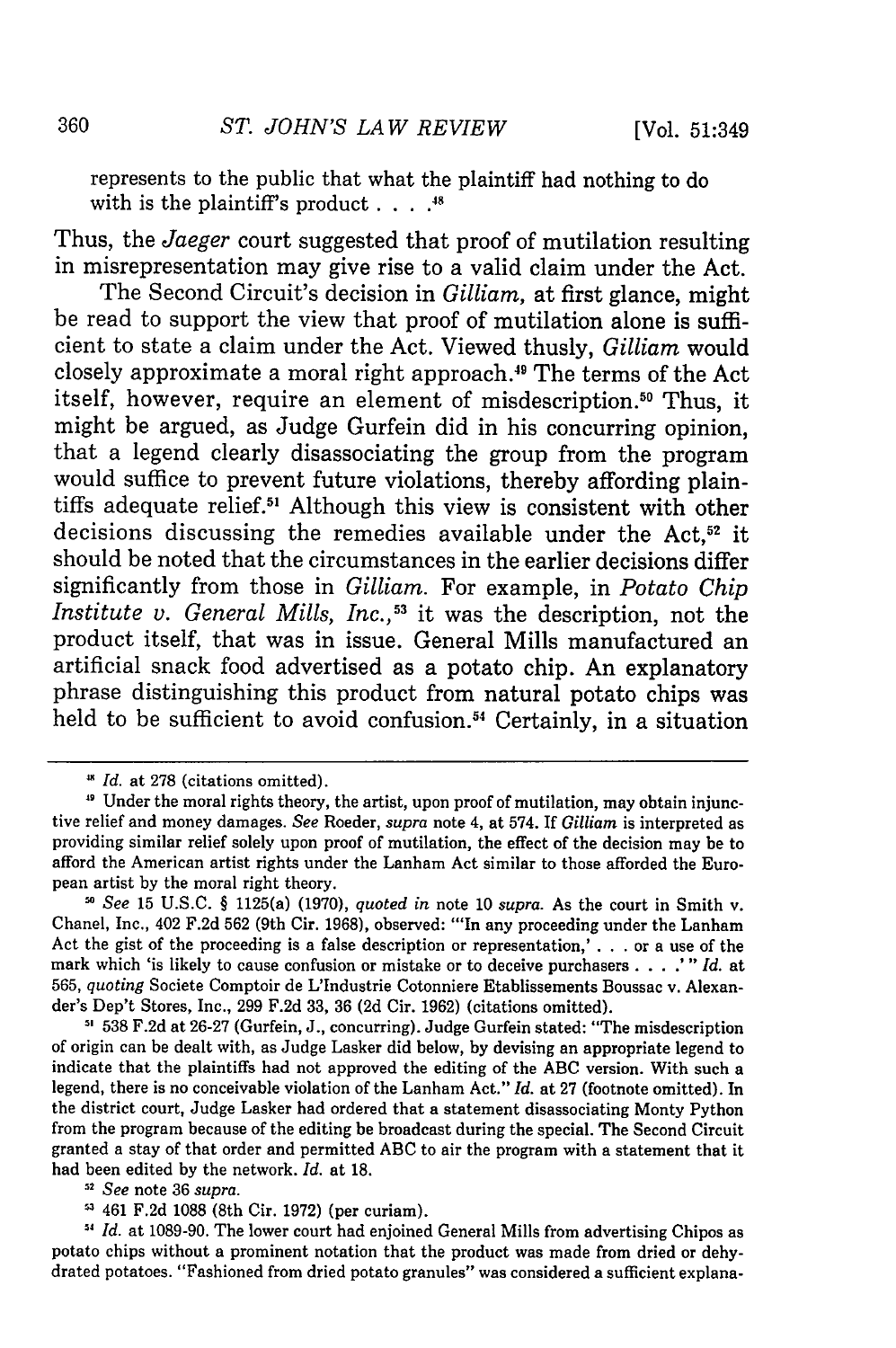represents to the public that what the plaintiff had nothing to do with is the plaintiff's product . . . .[48]

Thus, the *Jaeger* court suggested that proof of mutilation resulting in misrepresentation may give rise to a valid claim under the Act.

The Second Circuit's decision in *Gilliam,* at first glance, might be read to support the view that proof of mutilation alone is sufficient to state a claim under the Act. Viewed thusly, *Gilliam* would closely approximate a moral right approach.[49] The terms of the Act itself, however, require an element of misdescription.[50] Thus, it might be argued, as Judge Gurfein did in his concurring opinion, that a legend clearly disassociating the group from the program would suffice to prevent future violations, thereby affording plaintiffs adequate relief.[51] Although this view is consistent with other decisions discussing the remedies available under the Act,[52] it should be noted that the circumstances in the earlier decisions differ significantly from those in *Gilliam.* For example, in *Potato Chip Institute v. General Mills, Inc.,*[53] it was the description, not the product itself, that was in issue. General Mills manufactured an artificial snack food advertised as a potato chip. An explanatory phrase distinguishing this product from natural potato chips was held to be sufficient to avoid confusion.[54] Certainly, in a situation

---

[48] *Id.* at 278 (citations omitted).

[49] Under the moral rights theory, the artist, upon proof of mutilation, may obtain injunctive relief and money damages. *See* Roeder, *supra* note 4, at 574. If *Gilliam* is interpreted as providing similar relief solely upon proof of mutilation, the effect of the decision may be to afford the American artist rights under the Lanham Act similar to those afforded the European artist by the moral right theory.

[50] *See* 15 U.S.C. § 1125(a) (1970), *quoted in* note 10 *supra.* As the court in Smith v. Chanel, Inc., 402 F.2d 562 (9th Cir. 1968), observed: "'In any proceeding under the Lanham Act the gist of the proceeding is a false description or representation,' . . . or a use of the mark which 'is likely to cause confusion or mistake or to deceive purchasers . . . .'" *Id.* at 565, *quoting* Societe Comptoir de L'Industrie Cotonniere Etablissements Boussac v. Alexander's Dep't Stores, Inc., 299 F.2d 33, 36 (2d Cir. 1962) (citations omitted).

[51] 538 F.2d at 26-27 (Gurfein, J., concurring). Judge Gurfein stated: "The misdescription of origin can be dealt with, as Judge Lasker did below, by devising an appropriate legend to indicate that the plaintiffs had not approved the editing of the ABC version. With such a legend, there is no conceivable violation of the Lanham Act." *Id.* at 27 (footnote omitted). In the district court, Judge Lasker had ordered that a statement disassociating Monty Python from the program because of the editing be broadcast during the special. The Second Circuit granted a stay of that order and permitted ABC to air the program with a statement that it had been edited by the network. *Id.* at 18.

[52] *See* note 36 *supra.*

[53] 461 F.2d 1088 (8th Cir. 1972) (per curiam).

[54] *Id.* at 1089-90. The lower court had enjoined General Mills from advertising Chipos as potato chips without a prominent notation that the product was made from dried or dehydrated potatoes. "Fashioned from dried potato granules" was considered a sufficient explana-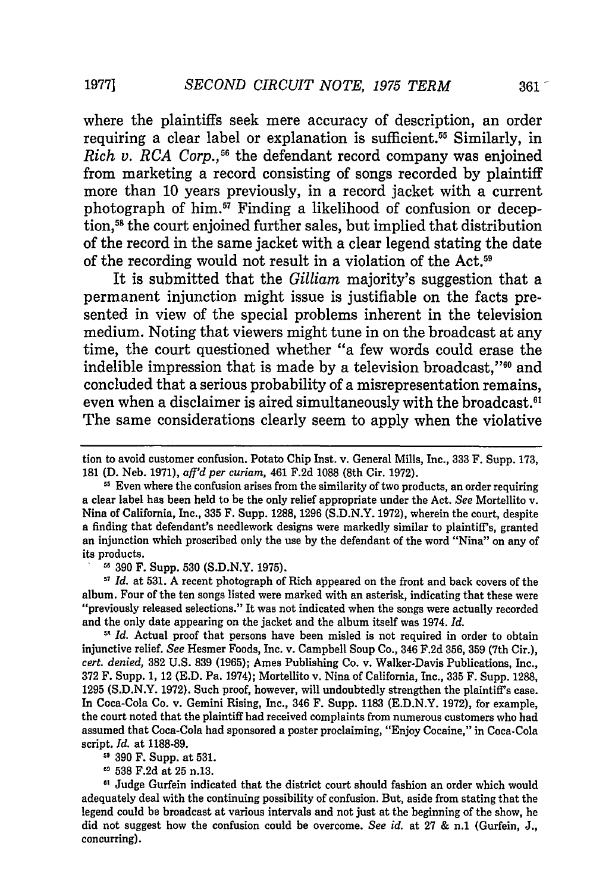where the plaintiffs seek mere accuracy of description, an order requiring a clear label or explanation is sufficient.[55] Similarly, in *Rich v. RCA Corp.*,[56] the defendant record company was enjoined from marketing a record consisting of songs recorded by plaintiff more than 10 years previously, in a record jacket with a current photograph of him.[57] Finding a likelihood of confusion or deception,[58] the court enjoined further sales, but implied that distribution of the record in the same jacket with a clear legend stating the date of the recording would not result in a violation of the Act.[59]

It is submitted that the *Gilliam* majority's suggestion that a permanent injunction might issue is justifiable on the facts presented in view of the special problems inherent in the television medium. Noting that viewers might tune in on the broadcast at any time, the court questioned whether "a few words could erase the indelible impression that is made by a television broadcast,"[60] and concluded that a serious probability of a misrepresentation remains, even when a disclaimer is aired simultaneously with the broadcast.[61] The same considerations clearly seem to apply when the violative

---

tion to avoid customer confusion. Potato Chip Inst. v. General Mills, Inc., 333 F. Supp. 173, 181 (D. Neb. 1971), *aff'd per curiam*, 461 F.2d 1088 (8th Cir. 1972).

[55] Even where the confusion arises from the similarity of two products, an order requiring a clear label has been held to be the only relief appropriate under the Act. *See* Mortellito v. Nina of California, Inc., 335 F. Supp. 1288, 1296 (S.D.N.Y. 1972), wherein the court, despite a finding that defendant's needlework designs were markedly similar to plaintiff's, granted an injunction which proscribed only the use by the defendant of the word "Nina" on any of its products.

[56] 390 F. Supp. 530 (S.D.N.Y. 1975).

[57] *Id.* at 531. A recent photograph of Rich appeared on the front and back covers of the album. Four of the ten songs listed were marked with an asterisk, indicating that these were "previously released selections." It was not indicated when the songs were actually recorded and the only date appearing on the jacket and the album itself was 1974. *Id.*

[58] *Id.* Actual proof that persons have been misled is not required in order to obtain injunctive relief. *See* Hesmer Foods, Inc. v. Campbell Soup Co., 346 F.2d 356, 359 (7th Cir.), *cert. denied*, 382 U.S. 839 (1965); Ames Publishing Co. v. Walker-Davis Publications, Inc., 372 F. Supp. 1, 12 (E.D. Pa. 1974); Mortellito v. Nina of California, Inc., 335 F. Supp. 1288, 1295 (S.D.N.Y. 1972). Such proof, however, will undoubtedly strengthen the plaintiff's case. In Coca-Cola Co. v. Gemini Rising, Inc., 346 F. Supp. 1183 (E.D.N.Y. 1972), for example, the court noted that the plaintiff had received complaints from numerous customers who had assumed that Coca-Cola had sponsored a poster proclaiming, "Enjoy Cocaine," in Coca-Cola script. *Id.* at 1188-89.

[59] 390 F. Supp. at 531.

[60] 538 F.2d at 25 n.13.

[61] Judge Gurfein indicated that the district court should fashion an order which would adequately deal with the continuing possibility of confusion. But, aside from stating that the legend could be broadcast at various intervals and not just at the beginning of the show, he did not suggest how the confusion could be overcome. *See id.* at 27 & n.1 (Gurfein, J., concurring).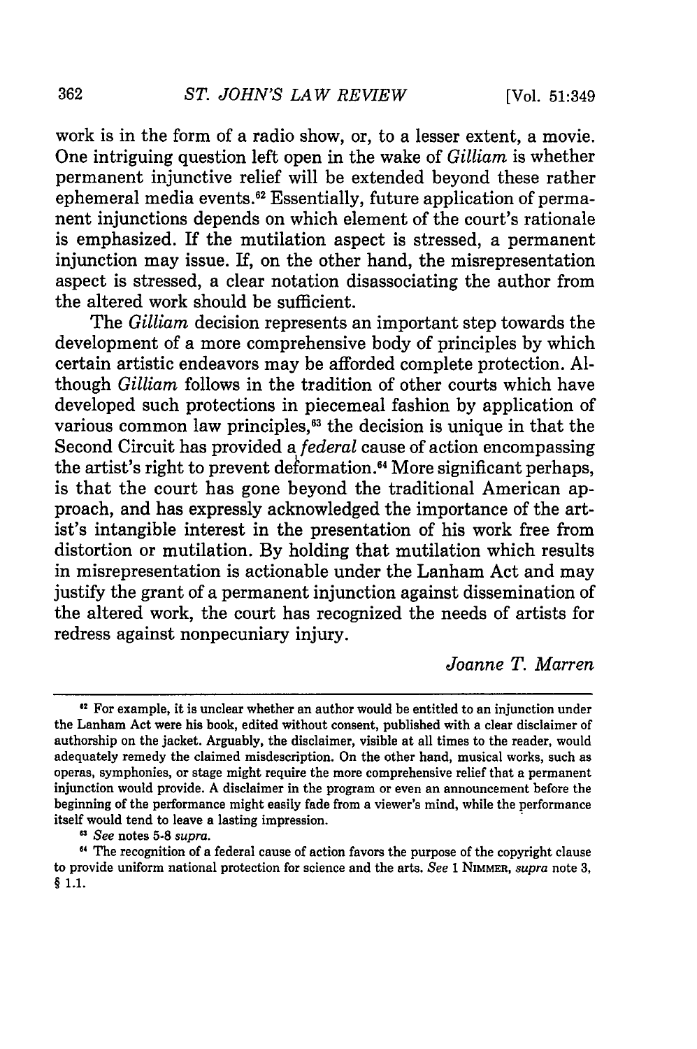work is in the form of a radio show, or, to a lesser extent, a movie. One intriguing question left open in the wake of *Gilliam* is whether permanent injunctive relief will be extended beyond these rather ephemeral media events.[62] Essentially, future application of permanent injunctions depends on which element of the court's rationale is emphasized. If the mutilation aspect is stressed, a permanent injunction may issue. If, on the other hand, the misrepresentation aspect is stressed, a clear notation disassociating the author from the altered work should be sufficient.

The *Gilliam* decision represents an important step towards the development of a more comprehensive body of principles by which certain artistic endeavors may be afforded complete protection. Although *Gilliam* follows in the tradition of other courts which have developed such protections in piecemeal fashion by application of various common law principles,[63] the decision is unique in that the Second Circuit has provided a *federal* cause of action encompassing the artist's right to prevent deformation.[64] More significant perhaps, is that the court has gone beyond the traditional American approach, and has expressly acknowledged the importance of the artist's intangible interest in the presentation of his work free from distortion or mutilation. By holding that mutilation which results in misrepresentation is actionable under the Lanham Act and may justify the grant of a permanent injunction against dissemination of the altered work, the court has recognized the needs of artists for redress against nonpecuniary injury.

*Joanne T. Marren*

---

[62] For example, it is unclear whether an author would be entitled to an injunction under the Lanham Act were his book, edited without consent, published with a clear disclaimer of authorship on the jacket. Arguably, the disclaimer, visible at all times to the reader, would adequately remedy the claimed misdescription. On the other hand, musical works, such as operas, symphonies, or stage might require the more comprehensive relief that a permanent injunction would provide. A disclaimer in the program or even an announcement before the beginning of the performance might easily fade from a viewer's mind, while the performance itself would tend to leave a lasting impression.

[63] *See* notes 5-8 *supra*.

[64] The recognition of a federal cause of action favors the purpose of the copyright clause to provide uniform national protection for science and the arts. *See* 1 NIMMER, *supra* note 3, § 1.1.